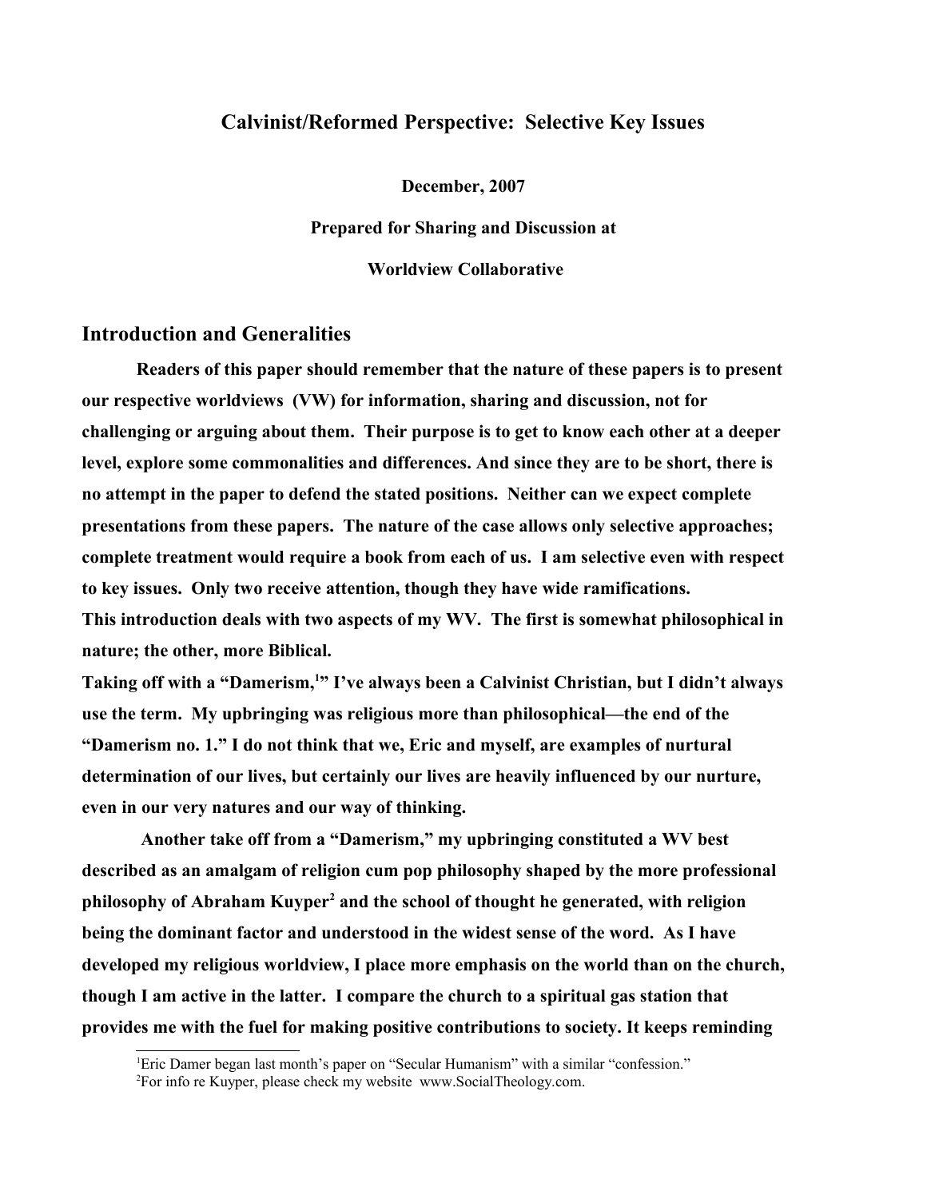## Calvinist/Reformed Perspective: Selective Key Issues

**December, 2007**

**Prepared for Sharing and Discussion at**

**Worldview Collaborative**

## Introduction and Generalities

**Readers of this paper should remember that the nature of these papers is to present our respective worldviews (VW) for information, sharing and discussion, not for challenging or arguing about them. Their purpose is to get to know each other at a deeper level, explore some commonalities and differences. And since they are to be short, there is no attempt in the paper to defend the stated positions. Neither can we expect complete presentations from these papers. The nature of the case allows only selective approaches; complete treatment would require a book from each of us. I am selective even with respect to key issues. Only two receive attention, though they have wide ramifications.**

**This introduction deals with two aspects of my WV. The first is somewhat philosophical in nature; the other, more Biblical.**

**Taking off with a "Damerism,[1]" I've always been a Calvinist Christian, but I didn't always use the term. My upbringing was religious more than philosophical—the end of the "Damerism no. 1." I do not think that we, Eric and myself, are examples of nurtural determination of our lives, but certainly our lives are heavily influenced by our nurture, even in our very natures and our way of thinking.**

**Another take off from a "Damerism," my upbringing constituted a WV best described as an amalgam of religion cum pop philosophy shaped by the more professional philosophy of Abraham Kuyper[2] and the school of thought he generated, with religion being the dominant factor and understood in the widest sense of the word. As I have developed my religious worldview, I place more emphasis on the world than on the church, though I am active in the latter. I compare the church to a spiritual gas station that provides me with the fuel for making positive contributions to society. It keeps reminding**

[1]Eric Damer began last month's paper on "Secular Humanism" with a similar "confession."

[2]For info re Kuyper, please check my website www.SocialTheology.com.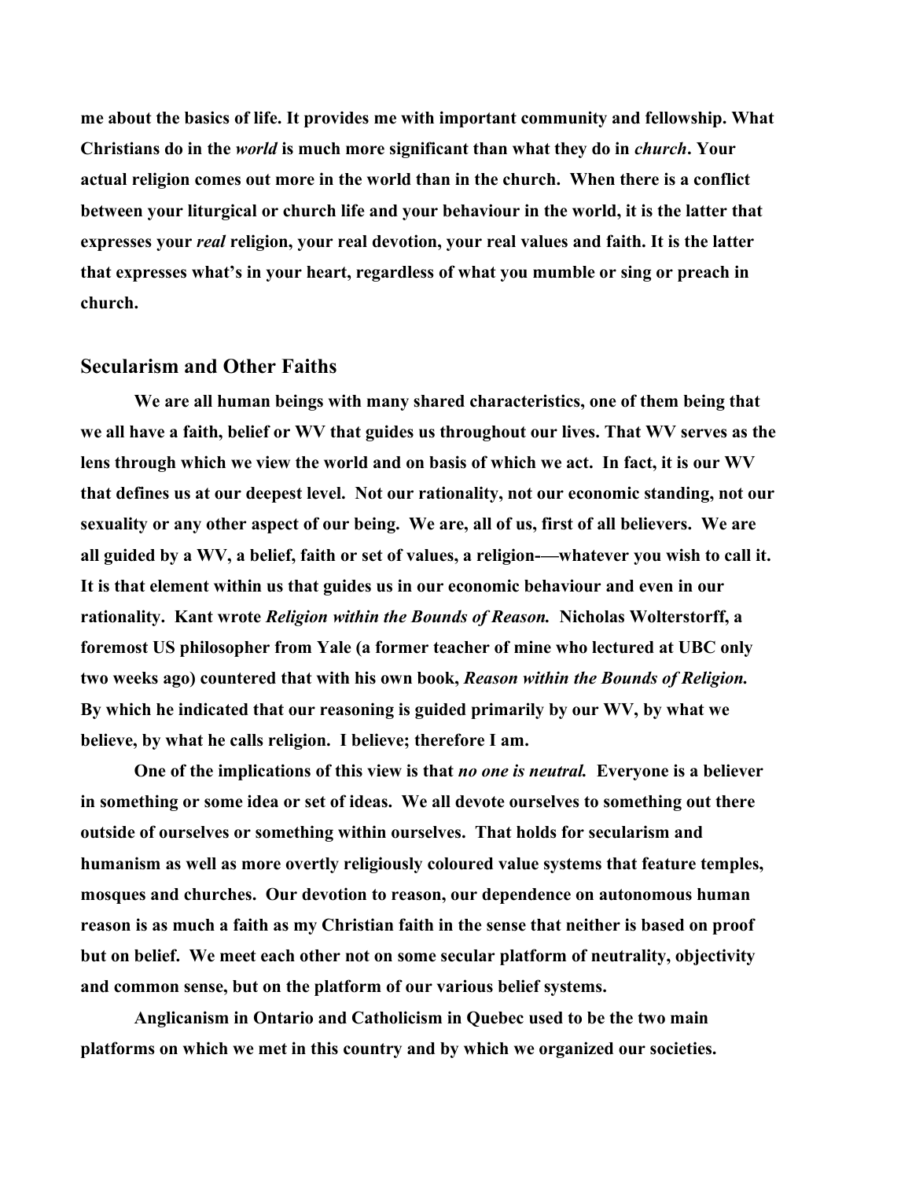**me about the basics of life. It provides me with important community and fellowship. What Christians do in the *world* is much more significant than what they do in *church*. Your actual religion comes out more in the world than in the church. When there is a conflict between your liturgical or church life and your behaviour in the world, it is the latter that expresses your *real* religion, your real devotion, your real values and faith. It is the latter that expresses what's in your heart, regardless of what you mumble or sing or preach in church.**

## Secularism and Other Faiths

**We are all human beings with many shared characteristics, one of them being that we all have a faith, belief or WV that guides us throughout our lives. That WV serves as the lens through which we view the world and on basis of which we act. In fact, it is our WV that defines us at our deepest level. Not our rationality, not our economic standing, not our sexuality or any other aspect of our being. We are, all of us, first of all believers. We are all guided by a WV, a belief, faith or set of values, a religion-—whatever you wish to call it. It is that element within us that guides us in our economic behaviour and even in our rationality. Kant wrote *Religion within the Bounds of Reason.* Nicholas Wolterstorff, a foremost US philosopher from Yale (a former teacher of mine who lectured at UBC only two weeks ago) countered that with his own book, *Reason within the Bounds of Religion.* By which he indicated that our reasoning is guided primarily by our WV, by what we believe, by what he calls religion. I believe; therefore I am.**

**One of the implications of this view is that *no one is neutral.* Everyone is a believer in something or some idea or set of ideas. We all devote ourselves to something out there outside of ourselves or something within ourselves. That holds for secularism and humanism as well as more overtly religiously coloured value systems that feature temples, mosques and churches. Our devotion to reason, our dependence on autonomous human reason is as much a faith as my Christian faith in the sense that neither is based on proof but on belief. We meet each other not on some secular platform of neutrality, objectivity and common sense, but on the platform of our various belief systems.**

**Anglicanism in Ontario and Catholicism in Quebec used to be the two main platforms on which we met in this country and by which we organized our societies.**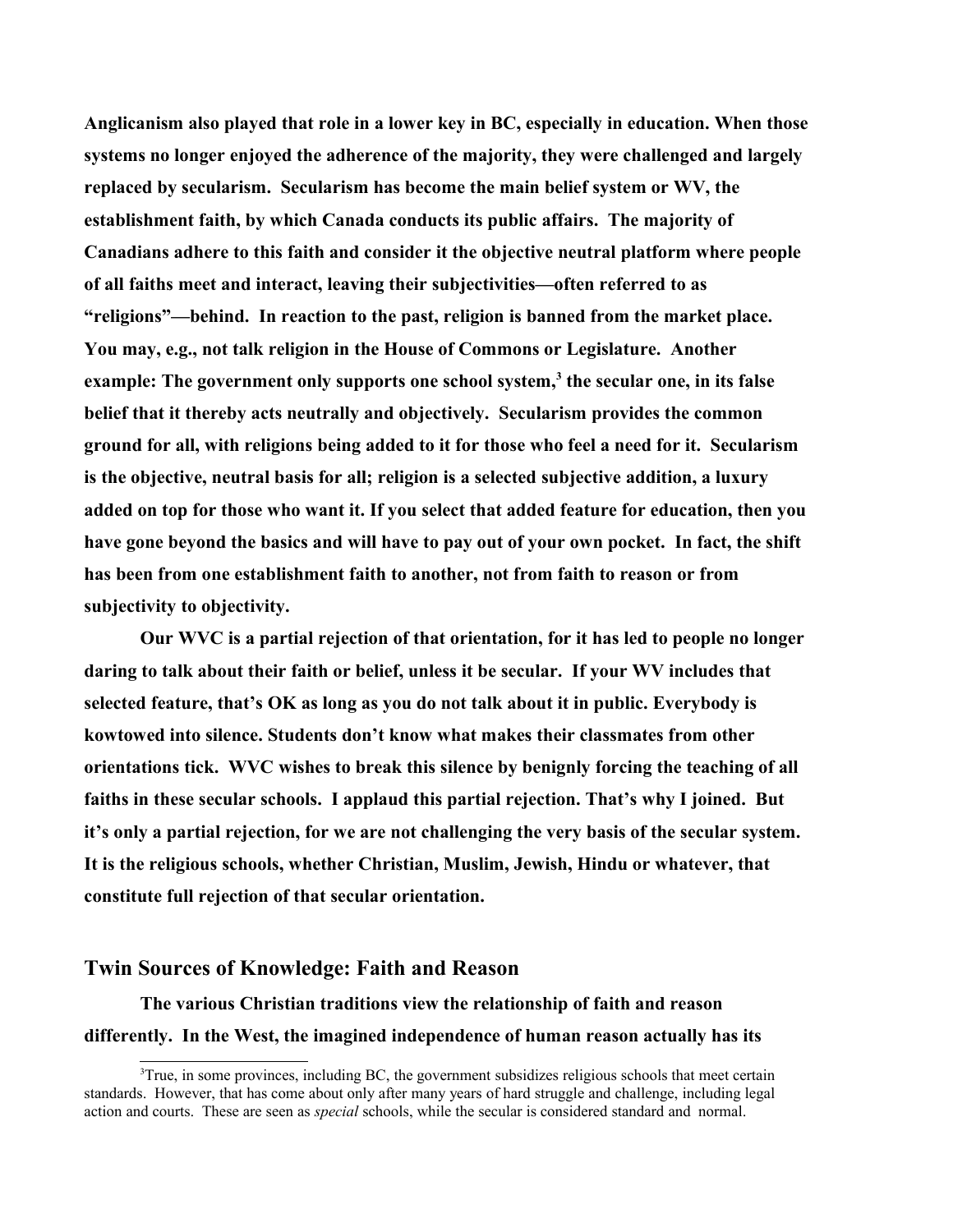**Anglicanism also played that role in a lower key in BC, especially in education. When those systems no longer enjoyed the adherence of the majority, they were challenged and largely replaced by secularism. Secularism has become the main belief system or WV, the establishment faith, by which Canada conducts its public affairs. The majority of Canadians adhere to this faith and consider it the objective neutral platform where people of all faiths meet and interact, leaving their subjectivities—often referred to as "religions"—behind. In reaction to the past, religion is banned from the market place. You may, e.g., not talk religion in the House of Commons or Legislature. Another example: The government only supports one school system,[3] the secular one, in its false belief that it thereby acts neutrally and objectively. Secularism provides the common ground for all, with religions being added to it for those who feel a need for it. Secularism is the objective, neutral basis for all; religion is a selected subjective addition, a luxury added on top for those who want it. If you select that added feature for education, then you have gone beyond the basics and will have to pay out of your own pocket. In fact, the shift has been from one establishment faith to another, not from faith to reason or from subjectivity to objectivity.**

**Our WVC is a partial rejection of that orientation, for it has led to people no longer daring to talk about their faith or belief, unless it be secular. If your WV includes that selected feature, that's OK as long as you do not talk about it in public. Everybody is kowtowed into silence. Students don't know what makes their classmates from other orientations tick. WVC wishes to break this silence by benignly forcing the teaching of all faiths in these secular schools. I applaud this partial rejection. That's why I joined. But it's only a partial rejection, for we are not challenging the very basis of the secular system. It is the religious schools, whether Christian, Muslim, Jewish, Hindu or whatever, that constitute full rejection of that secular orientation.**

## Twin Sources of Knowledge: Faith and Reason

**The various Christian traditions view the relationship of faith and reason differently. In the West, the imagined independence of human reason actually has its**

[3] True, in some provinces, including BC, the government subsidizes religious schools that meet certain standards. However, that has come about only after many years of hard struggle and challenge, including legal action and courts. These are seen as *special* schools, while the secular is considered standard and normal.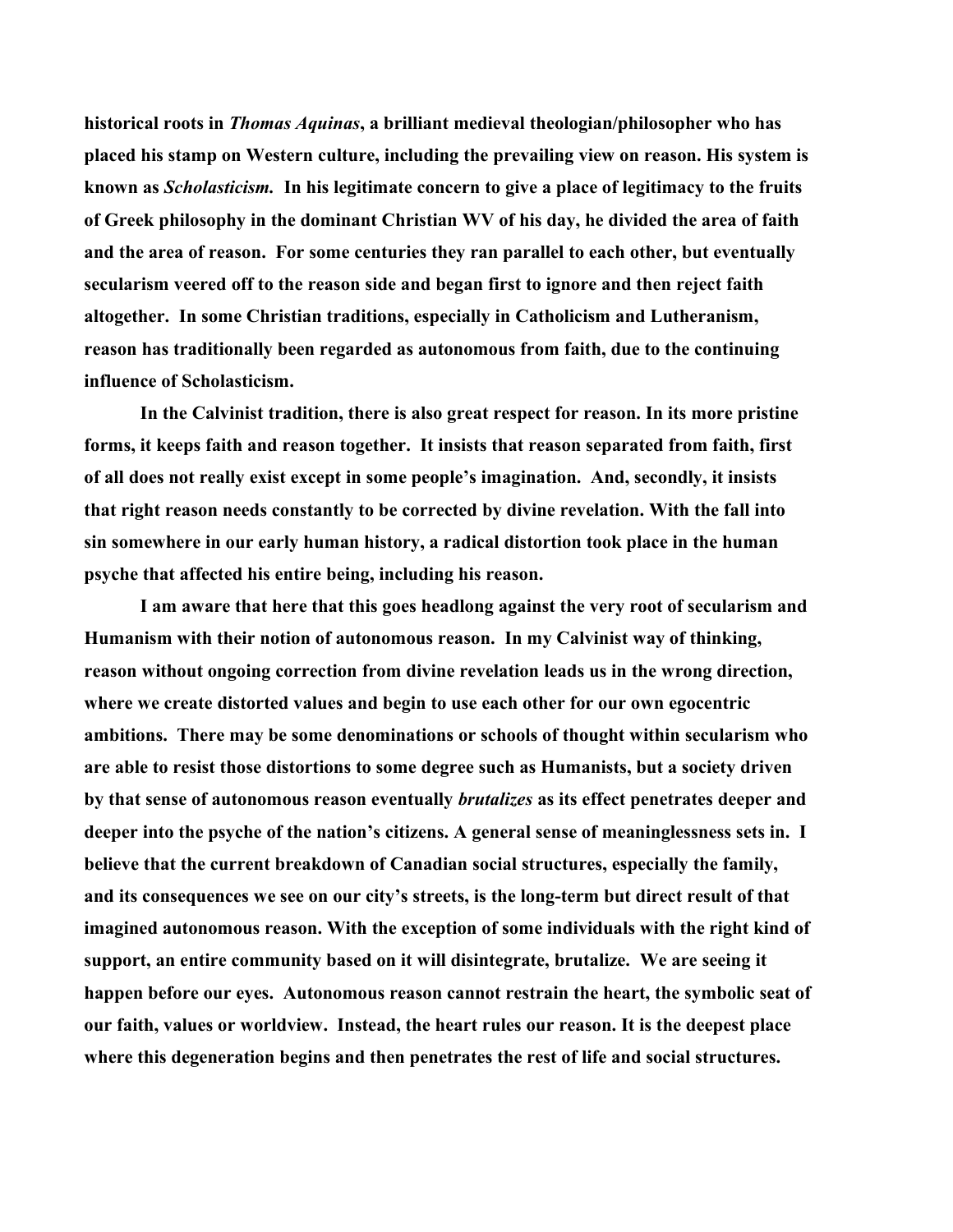**historical roots in *Thomas Aquinas*, a brilliant medieval theologian/philosopher who has placed his stamp on Western culture, including the prevailing view on reason. His system is known as *Scholasticism*. In his legitimate concern to give a place of legitimacy to the fruits of Greek philosophy in the dominant Christian WV of his day, he divided the area of faith and the area of reason. For some centuries they ran parallel to each other, but eventually secularism veered off to the reason side and began first to ignore and then reject faith altogether. In some Christian traditions, especially in Catholicism and Lutheranism, reason has traditionally been regarded as autonomous from faith, due to the continuing influence of Scholasticism.**

**In the Calvinist tradition, there is also great respect for reason. In its more pristine forms, it keeps faith and reason together. It insists that reason separated from faith, first of all does not really exist except in some people's imagination. And, secondly, it insists that right reason needs constantly to be corrected by divine revelation. With the fall into sin somewhere in our early human history, a radical distortion took place in the human psyche that affected his entire being, including his reason.**

**I am aware that here that this goes headlong against the very root of secularism and Humanism with their notion of autonomous reason. In my Calvinist way of thinking, reason without ongoing correction from divine revelation leads us in the wrong direction, where we create distorted values and begin to use each other for our own egocentric ambitions. There may be some denominations or schools of thought within secularism who are able to resist those distortions to some degree such as Humanists, but a society driven by that sense of autonomous reason eventually *brutalizes* as its effect penetrates deeper and deeper into the psyche of the nation's citizens. A general sense of meaninglessness sets in. I believe that the current breakdown of Canadian social structures, especially the family, and its consequences we see on our city's streets, is the long-term but direct result of that imagined autonomous reason. With the exception of some individuals with the right kind of support, an entire community based on it will disintegrate, brutalize. We are seeing it happen before our eyes. Autonomous reason cannot restrain the heart, the symbolic seat of our faith, values or worldview. Instead, the heart rules our reason. It is the deepest place where this degeneration begins and then penetrates the rest of life and social structures.**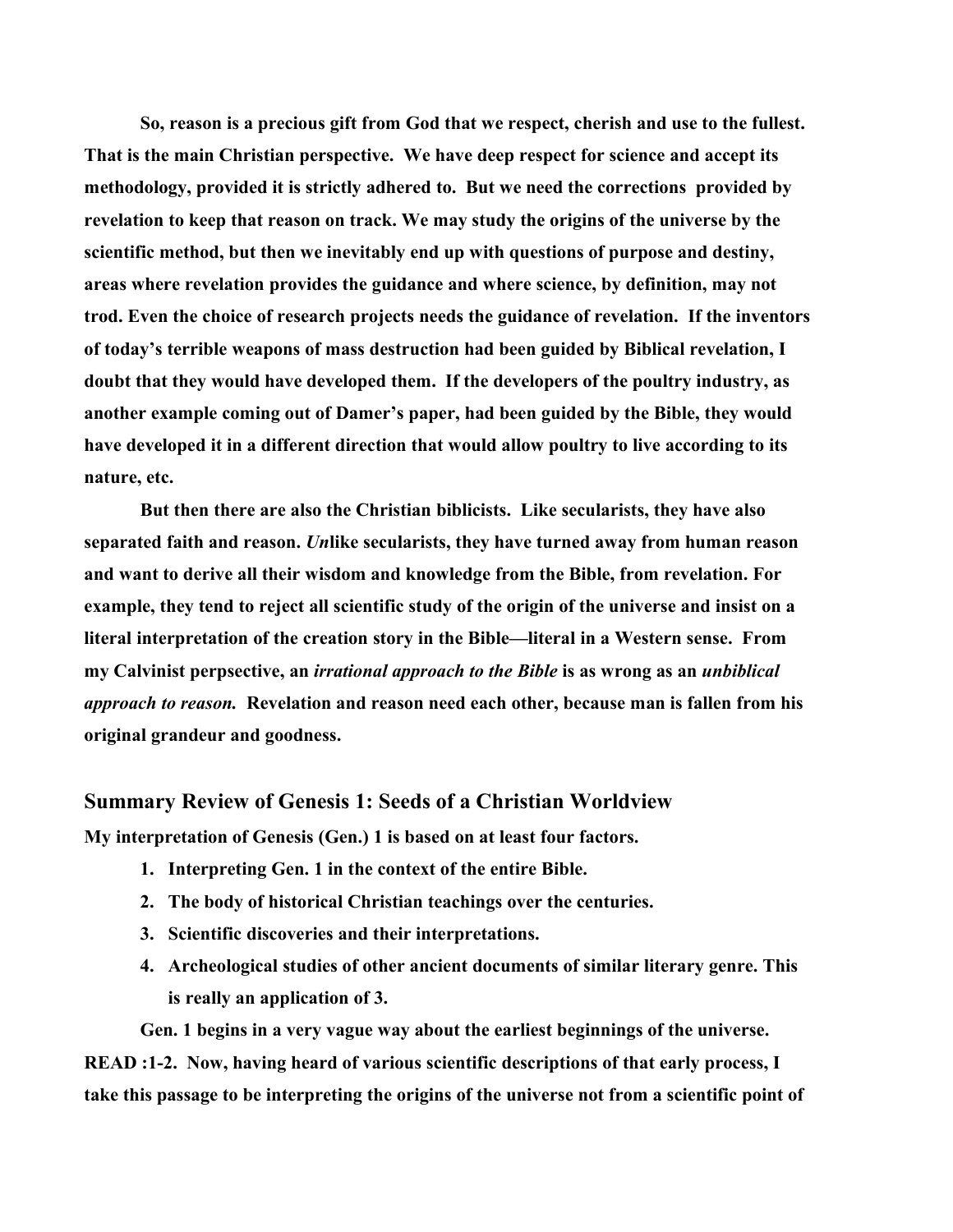**So, reason is a precious gift from God that we respect, cherish and use to the fullest. That is the main Christian perspective. We have deep respect for science and accept its methodology, provided it is strictly adhered to. But we need the corrections provided by revelation to keep that reason on track. We may study the origins of the universe by the scientific method, but then we inevitably end up with questions of purpose and destiny, areas where revelation provides the guidance and where science, by definition, may not trod. Even the choice of research projects needs the guidance of revelation. If the inventors of today's terrible weapons of mass destruction had been guided by Biblical revelation, I doubt that they would have developed them. If the developers of the poultry industry, as another example coming out of Damer's paper, had been guided by the Bible, they would have developed it in a different direction that would allow poultry to live according to its nature, etc.**

**But then there are also the Christian biblicists. Like secularists, they have also separated faith and reason. *Un*like secularists, they have turned away from human reason and want to derive all their wisdom and knowledge from the Bible, from revelation. For example, they tend to reject all scientific study of the origin of the universe and insist on a literal interpretation of the creation story in the Bible—literal in a Western sense. From my Calvinist perpsective, an *irrational approach to the Bible* is as wrong as an *unbiblical approach to reason.* Revelation and reason need each other, because man is fallen from his original grandeur and goodness.**

## Summary Review of Genesis 1: Seeds of a Christian Worldview

**My interpretation of Genesis (Gen.) 1 is based on at least four factors.**

1. **Interpreting Gen. 1 in the context of the entire Bible.**
2. **The body of historical Christian teachings over the centuries.**
3. **Scientific discoveries and their interpretations.**
4. **Archeological studies of other ancient documents of similar literary genre. This is really an application of 3.**

**Gen. 1 begins in a very vague way about the earliest beginnings of the universe. READ :1-2. Now, having heard of various scientific descriptions of that early process, I take this passage to be interpreting the origins of the universe not from a scientific point of**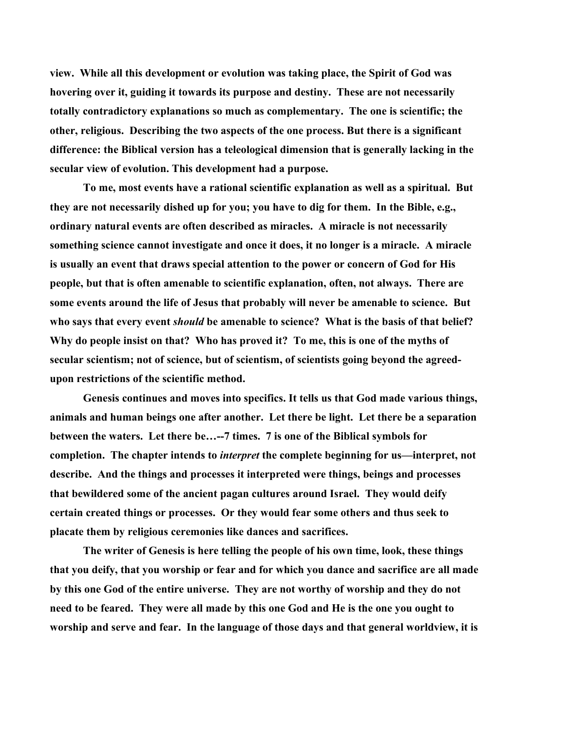**view. While all this development or evolution was taking place, the Spirit of God was hovering over it, guiding it towards its purpose and destiny. These are not necessarily totally contradictory explanations so much as complementary. The one is scientific; the other, religious. Describing the two aspects of the one process. But there is a significant difference: the Biblical version has a teleological dimension that is generally lacking in the secular view of evolution. This development had a purpose.**

**To me, most events have a rational scientific explanation as well as a spiritual. But they are not necessarily dished up for you; you have to dig for them. In the Bible, e.g., ordinary natural events are often described as miracles. A miracle is not necessarily something science cannot investigate and once it does, it no longer is a miracle. A miracle is usually an event that draws special attention to the power or concern of God for His people, but that is often amenable to scientific explanation, often, not always. There are some events around the life of Jesus that probably will never be amenable to science. But who says that every event *should* be amenable to science? What is the basis of that belief? Why do people insist on that? Who has proved it? To me, this is one of the myths of secular scientism; not of science, but of scientism, of scientists going beyond the agreed-upon restrictions of the scientific method.**

**Genesis continues and moves into specifics. It tells us that God made various things, animals and human beings one after another. Let there be light. Let there be a separation between the waters. Let there be…--7 times. 7 is one of the Biblical symbols for completion. The chapter intends to *interpret* the complete beginning for us—interpret, not describe. And the things and processes it interpreted were things, beings and processes that bewildered some of the ancient pagan cultures around Israel. They would deify certain created things or processes. Or they would fear some others and thus seek to placate them by religious ceremonies like dances and sacrifices.**

**The writer of Genesis is here telling the people of his own time, look, these things that you deify, that you worship or fear and for which you dance and sacrifice are all made by this one God of the entire universe. They are not worthy of worship and they do not need to be feared. They were all made by this one God and He is the one you ought to worship and serve and fear. In the language of those days and that general worldview, it is**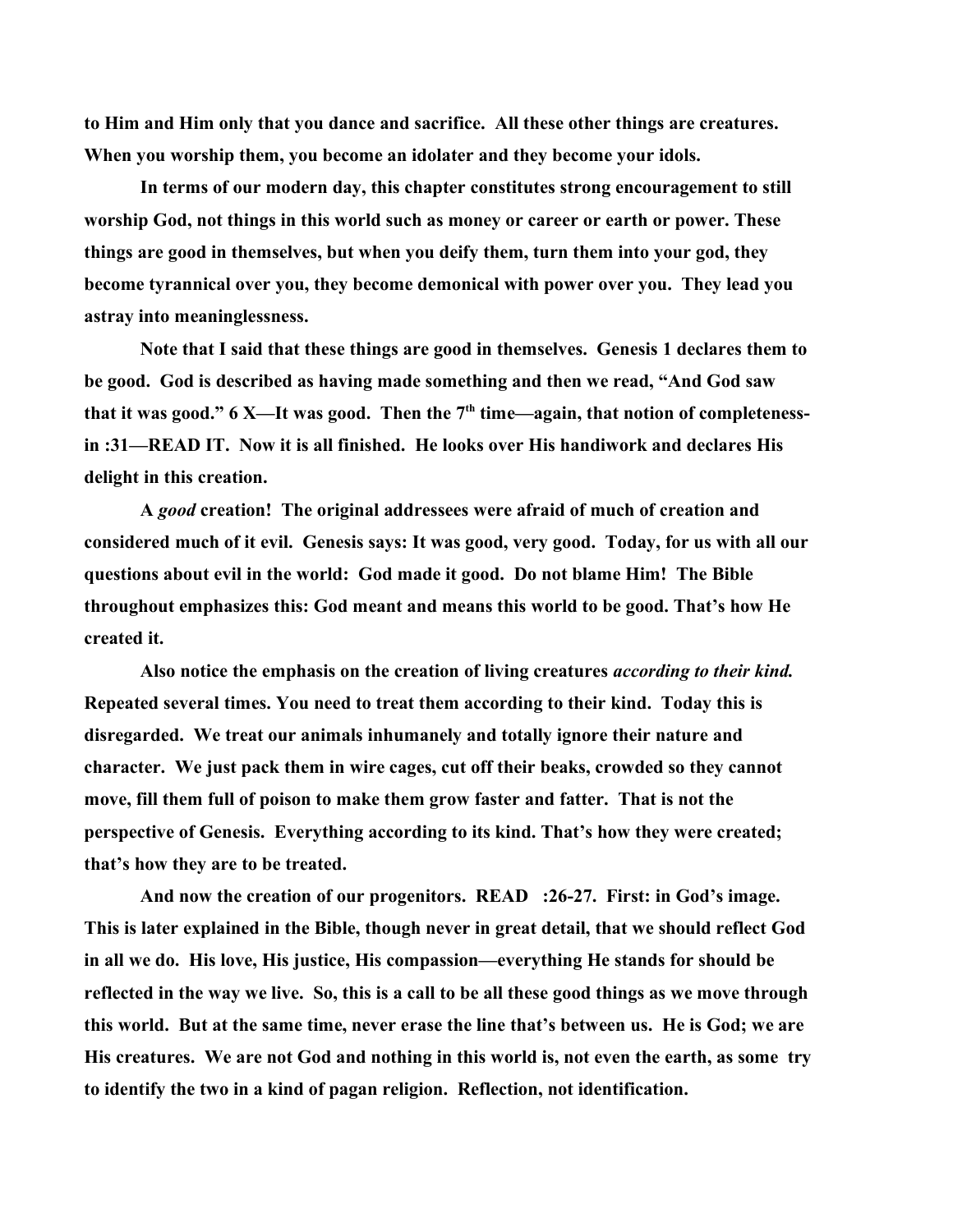**to Him and Him only that you dance and sacrifice. All these other things are creatures. When you worship them, you become an idolater and they become your idols.**

**In terms of our modern day, this chapter constitutes strong encouragement to still worship God, not things in this world such as money or career or earth or power. These things are good in themselves, but when you deify them, turn them into your god, they become tyrannical over you, they become demonical with power over you. They lead you astray into meaninglessness.**

**Note that I said that these things are good in themselves. Genesis 1 declares them to be good. God is described as having made something and then we read, "And God saw that it was good." 6 X—It was good. Then the 7th time—again, that notion of completeness-in :31—READ IT. Now it is all finished. He looks over His handiwork and declares His delight in this creation.**

**A *good* creation! The original addressees were afraid of much of creation and considered much of it evil. Genesis says: It was good, very good. Today, for us with all our questions about evil in the world: God made it good. Do not blame Him! The Bible throughout emphasizes this: God meant and means this world to be good. That's how He created it.**

**Also notice the emphasis on the creation of living creatures *according to their kind.* Repeated several times. You need to treat them according to their kind. Today this is disregarded. We treat our animals inhumanely and totally ignore their nature and character. We just pack them in wire cages, cut off their beaks, crowded so they cannot move, fill them full of poison to make them grow faster and fatter. That is not the perspective of Genesis. Everything according to its kind. That's how they were created; that's how they are to be treated.**

**And now the creation of our progenitors. READ :26-27. First: in God's image. This is later explained in the Bible, though never in great detail, that we should reflect God in all we do. His love, His justice, His compassion—everything He stands for should be reflected in the way we live. So, this is a call to be all these good things as we move through this world. But at the same time, never erase the line that's between us. He is God; we are His creatures. We are not God and nothing in this world is, not even the earth, as some try to identify the two in a kind of pagan religion. Reflection, not identification.**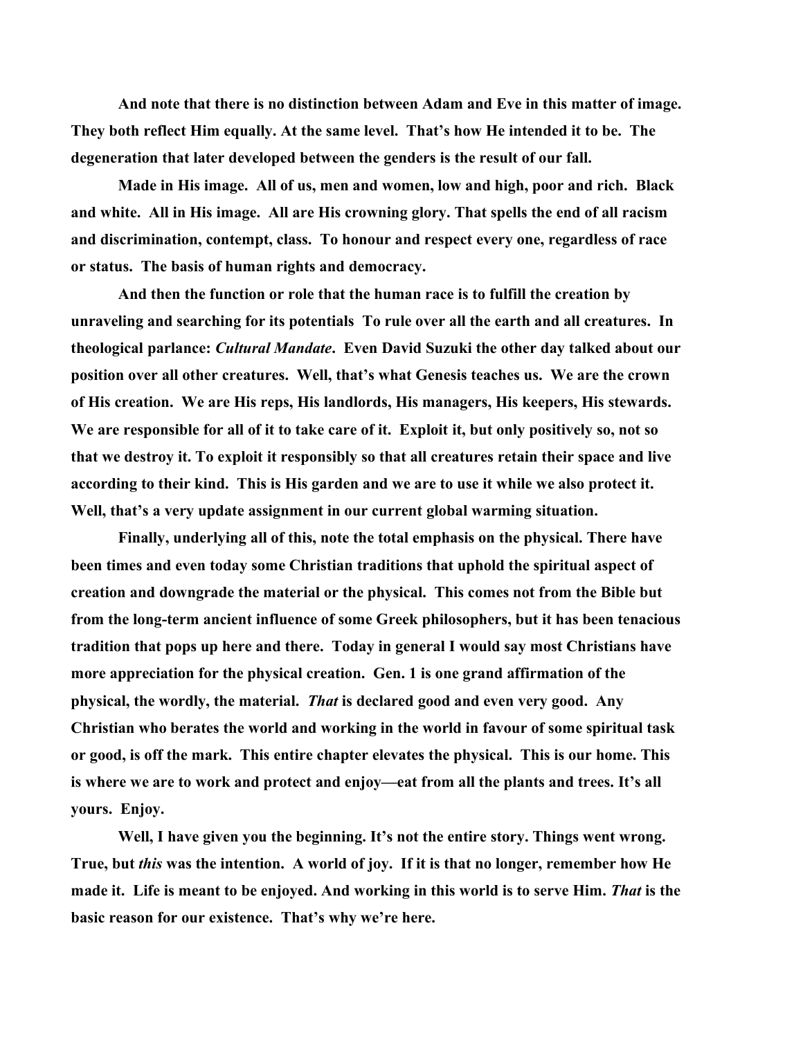**And note that there is no distinction between Adam and Eve in this matter of image. They both reflect Him equally. At the same level. That's how He intended it to be. The degeneration that later developed between the genders is the result of our fall.**

**Made in His image. All of us, men and women, low and high, poor and rich. Black and white. All in His image. All are His crowning glory. That spells the end of all racism and discrimination, contempt, class. To honour and respect every one, regardless of race or status. The basis of human rights and democracy.**

**And then the function or role that the human race is to fulfill the creation by unraveling and searching for its potentials To rule over all the earth and all creatures. In theological parlance: *Cultural Mandate*. Even David Suzuki the other day talked about our position over all other creatures. Well, that's what Genesis teaches us. We are the crown of His creation. We are His reps, His landlords, His managers, His keepers, His stewards. We are responsible for all of it to take care of it. Exploit it, but only positively so, not so that we destroy it. To exploit it responsibly so that all creatures retain their space and live according to their kind. This is His garden and we are to use it while we also protect it. Well, that's a very update assignment in our current global warming situation.**

**Finally, underlying all of this, note the total emphasis on the physical. There have been times and even today some Christian traditions that uphold the spiritual aspect of creation and downgrade the material or the physical. This comes not from the Bible but from the long-term ancient influence of some Greek philosophers, but it has been tenacious tradition that pops up here and there. Today in general I would say most Christians have more appreciation for the physical creation. Gen. 1 is one grand affirmation of the physical, the wordly, the material. *That* is declared good and even very good. Any Christian who berates the world and working in the world in favour of some spiritual task or good, is off the mark. This entire chapter elevates the physical. This is our home. This is where we are to work and protect and enjoy—eat from all the plants and trees. It's all yours. Enjoy.**

**Well, I have given you the beginning. It's not the entire story. Things went wrong. True, but *this* was the intention. A world of joy. If it is that no longer, remember how He made it. Life is meant to be enjoyed. And working in this world is to serve Him. *That* is the basic reason for our existence. That's why we're here.**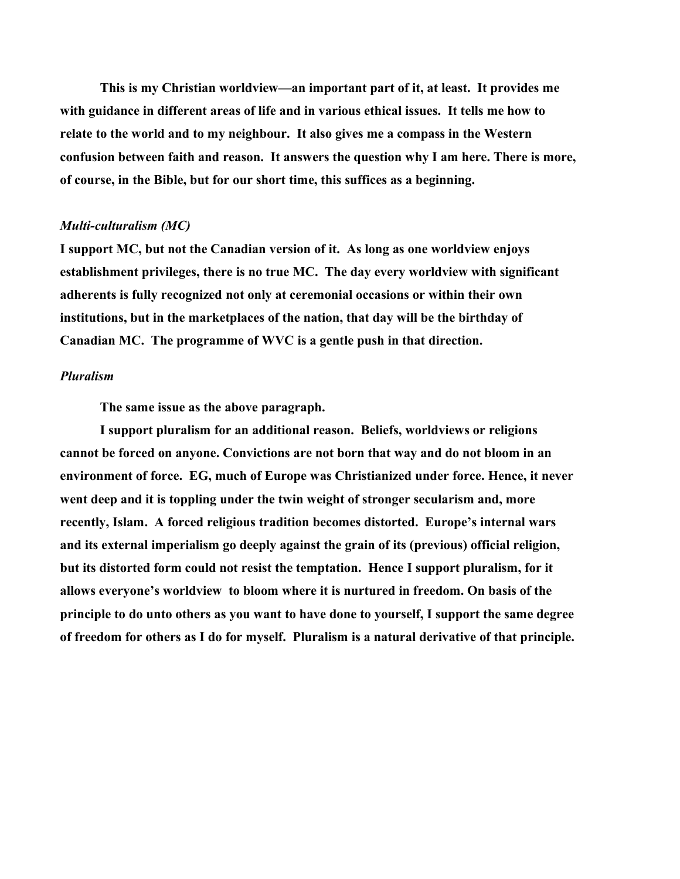**This is my Christian worldview—an important part of it, at least. It provides me with guidance in different areas of life and in various ethical issues. It tells me how to relate to the world and to my neighbour. It also gives me a compass in the Western confusion between faith and reason. It answers the question why I am here. There is more, of course, in the Bible, but for our short time, this suffices as a beginning.**

***Multi-culturalism (MC)***

**I support MC, but not the Canadian version of it. As long as one worldview enjoys establishment privileges, there is no true MC. The day every worldview with significant adherents is fully recognized not only at ceremonial occasions or within their own institutions, but in the marketplaces of the nation, that day will be the birthday of Canadian MC. The programme of WVC is a gentle push in that direction.**

***Pluralism***

**The same issue as the above paragraph.**

**I support pluralism for an additional reason. Beliefs, worldviews or religions cannot be forced on anyone. Convictions are not born that way and do not bloom in an environment of force. EG, much of Europe was Christianized under force. Hence, it never went deep and it is toppling under the twin weight of stronger secularism and, more recently, Islam. A forced religious tradition becomes distorted. Europe's internal wars and its external imperialism go deeply against the grain of its (previous) official religion, but its distorted form could not resist the temptation. Hence I support pluralism, for it allows everyone's worldview to bloom where it is nurtured in freedom. On basis of the principle to do unto others as you want to have done to yourself, I support the same degree of freedom for others as I do for myself. Pluralism is a natural derivative of that principle.**